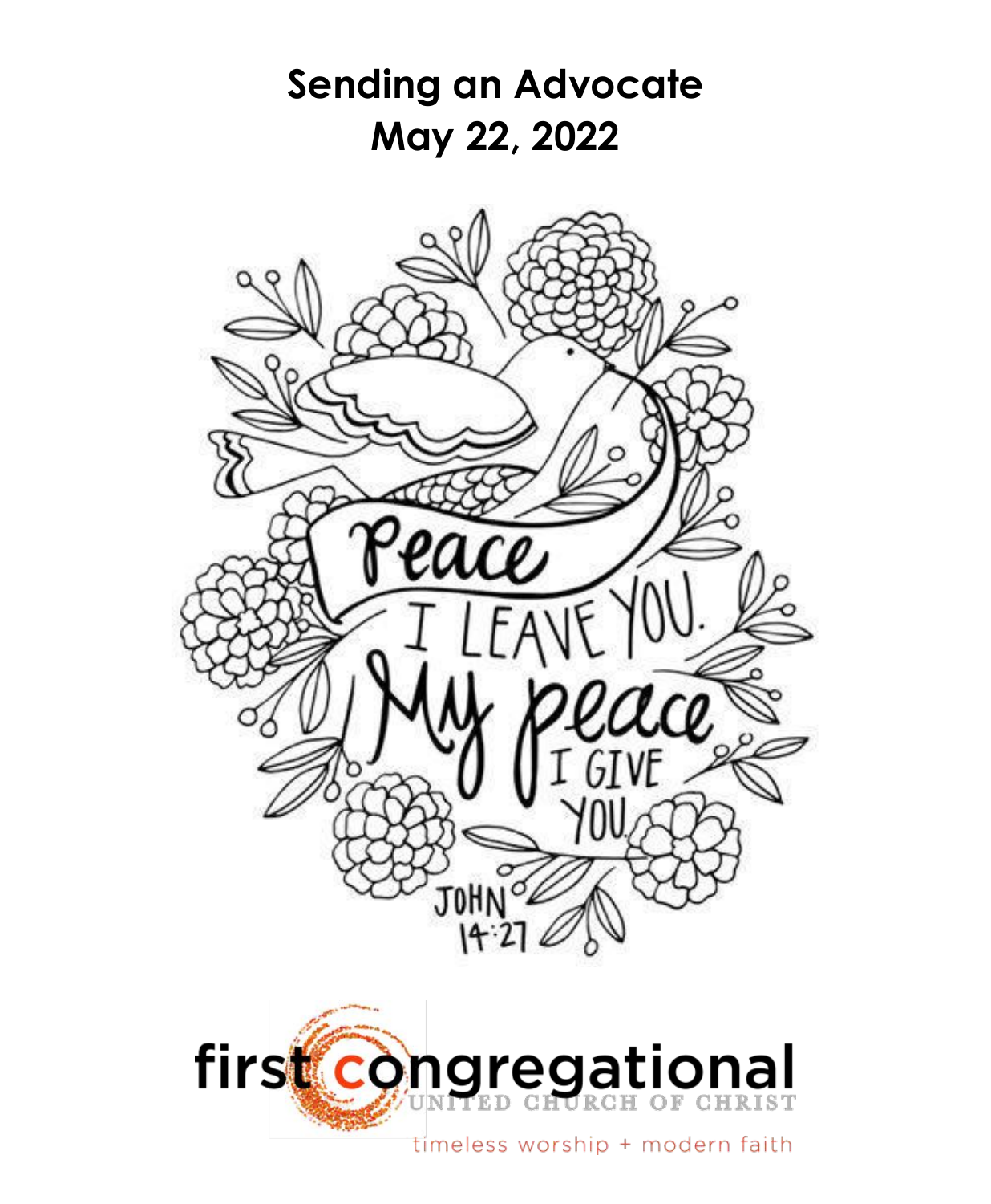# Sending an Advocate
# May 22, 2022

Peace I leave you. My peace I give you. John 14:27

first congregational
UNITED CHURCH OF CHRIST
timeless worship + modern faith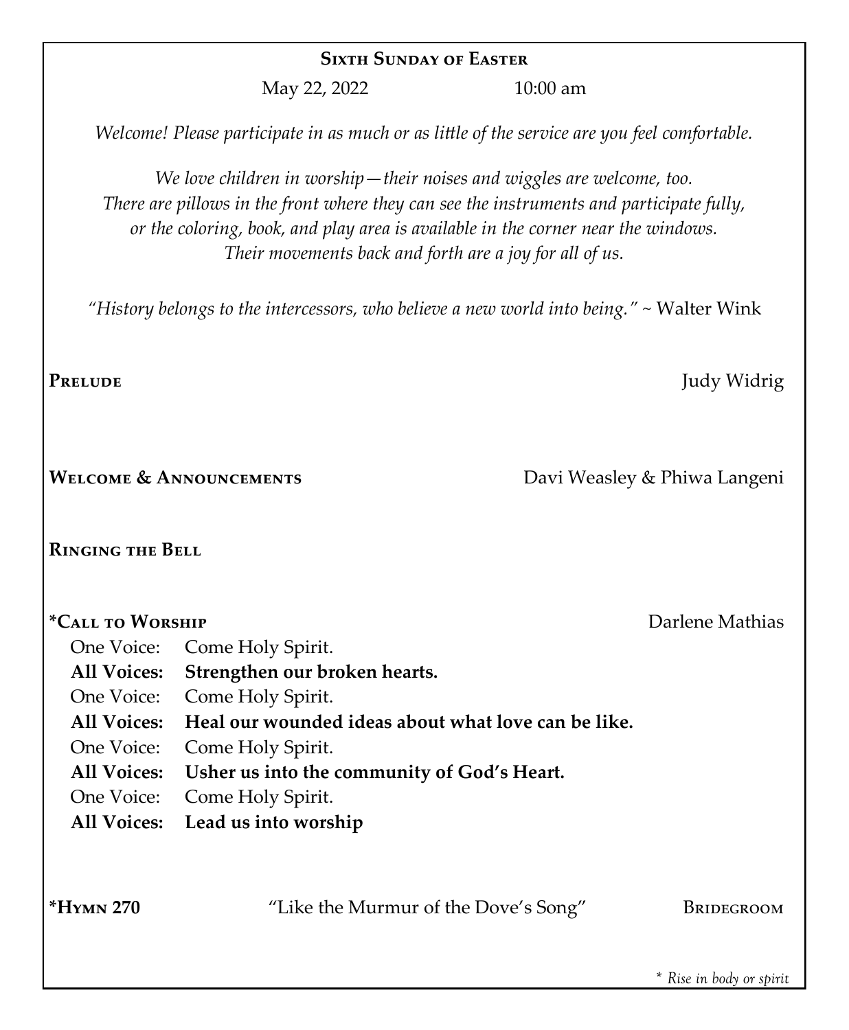## Sixth Sunday of Easter

May 22, 2022 10:00 am

*Welcome! Please participate in as much or as little of the service are you feel comfortable.*

*We love children in worship—their noises and wiggles are welcome, too.*
*There are pillows in the front where they can see the instruments and participate fully,*
*or the coloring, book, and play area is available in the corner near the windows.*
*Their movements back and forth are a joy for all of us.*

*"History belongs to the intercessors, who believe a new world into being."* ~ Walter Wink

**Prelude** Judy Widrig

**Welcome & Announcements** Davi Weasley & Phiwa Langeni

**Ringing the Bell**

***Call to Worship** Darlene Mathias

One Voice: Come Holy Spirit.
**All Voices: Strengthen our broken hearts.**
One Voice: Come Holy Spirit.
**All Voices: Heal our wounded ideas about what love can be like.**
One Voice: Come Holy Spirit.
**All Voices: Usher us into the community of God's Heart.**
One Voice: Come Holy Spirit.
**All Voices: Lead us into worship**

***Hymn 270** "Like the Murmur of the Dove's Song" Bridegroom

*\* Rise in body or spirit*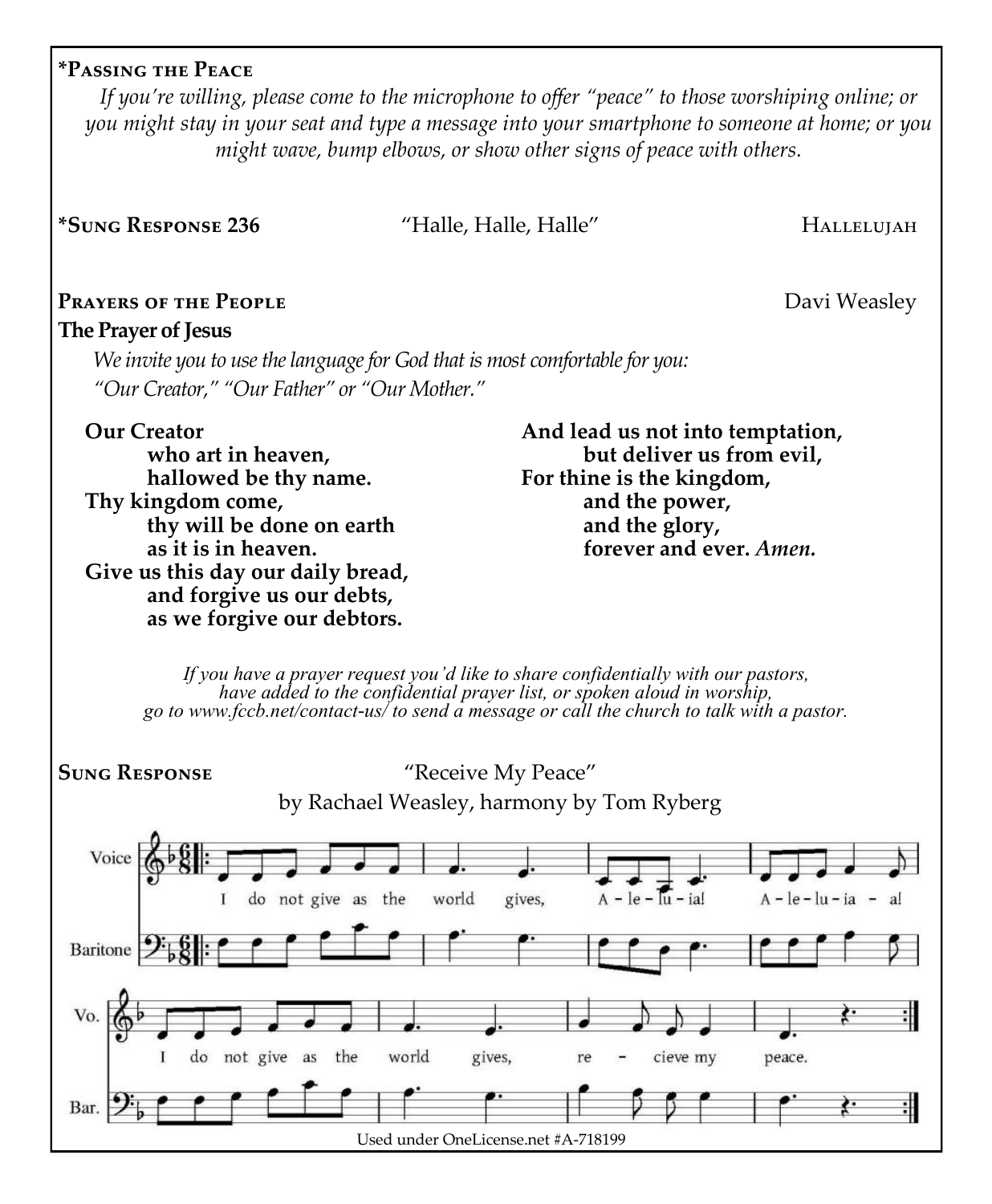**\*Passing the Peace**

*If you're willing, please come to the microphone to offer "peace" to those worshiping online; or you might stay in your seat and type a message into your smartphone to someone at home; or you might wave, bump elbows, or show other signs of peace with others.*

**\*Sung Response 236** "Halle, Halle, Halle" Hallelujah

**Prayers of the People** Davi Weasley

**The Prayer of Jesus**

*We invite you to use the language for God that is most comfortable for you: "Our Creator," "Our Father" or "Our Mother."*

**Our Creator**
**who art in heaven,**
**hallowed be thy name.**
**Thy kingdom come,**
**thy will be done on earth**
**as it is in heaven.**
**Give us this day our daily bread,**
**and forgive us our debts,**
**as we forgive our debtors.**
**And lead us not into temptation,**
**but deliver us from evil,**
**For thine is the kingdom,**
**and the power,**
**and the glory,**
**forever and ever.** ***Amen.***

*If you have a prayer request you'd like to share confidentially with our pastors, have added to the confidential prayer list, or spoken aloud in worship, go to www.fccb.net/contact-us/ to send a message or call the church to talk with a pastor.*

**Sung Response** "Receive My Peace"
by Rachael Weasley, harmony by Tom Ryberg

Voice / Baritone

I do not give as the world gives, A-le-lu-ia! A-le-lu-ia-a!
I do not give as the world gives, re-cieve my peace.

Used under OneLicense.net #A-718199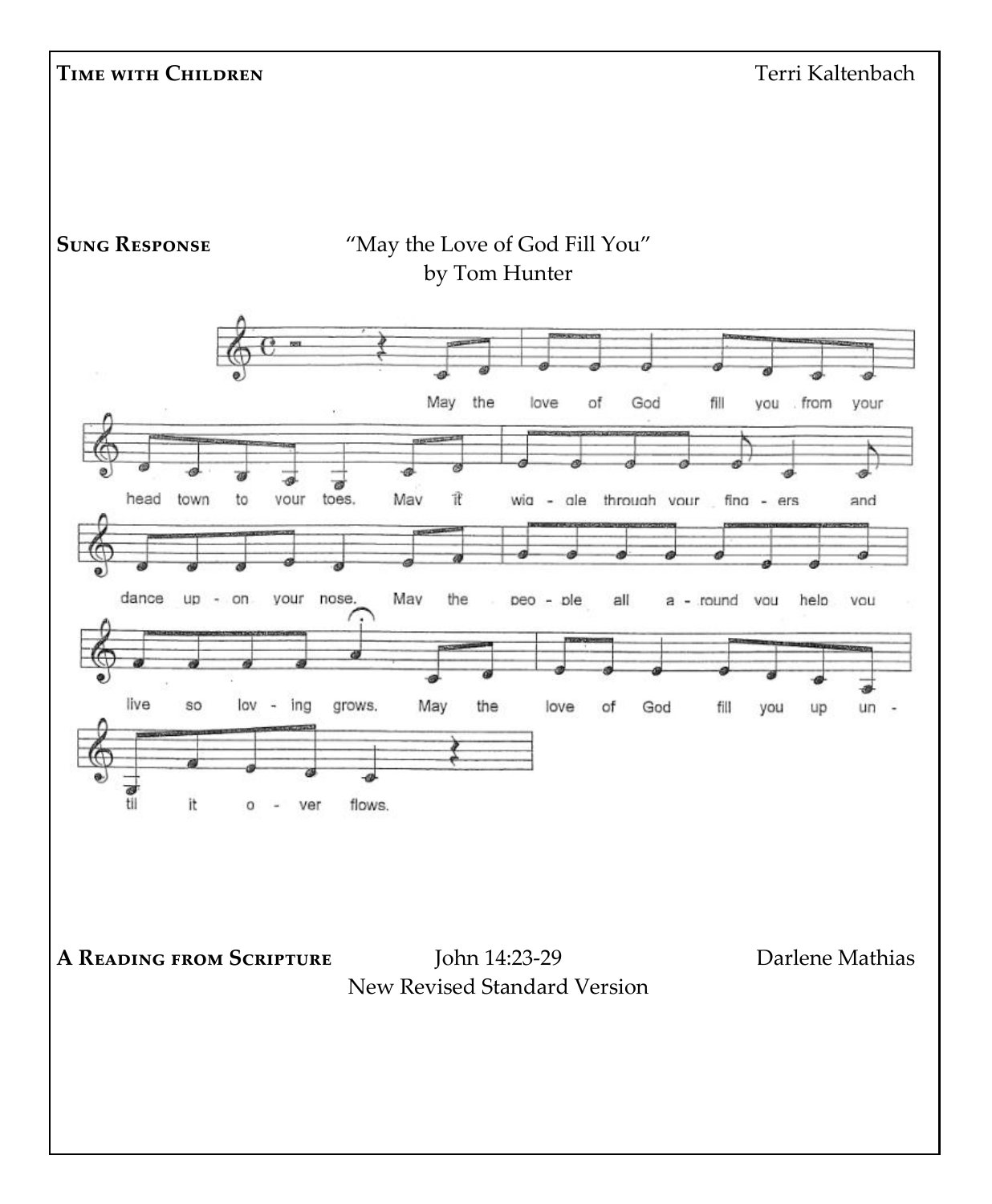**TIME WITH CHILDREN** Terri Kaltenbach

**SUNG RESPONSE** "May the Love of God Fill You"
by Tom Hunter

May the love of God fill you from your head town to your toes. May it wiggle through your fingers and dance upon your nose. May the people all around you help you live so loving grows. May the love of God fill you up until it overflows.

**A READING FROM SCRIPTURE** John 14:23-29 Darlene Mathias
New Revised Standard Version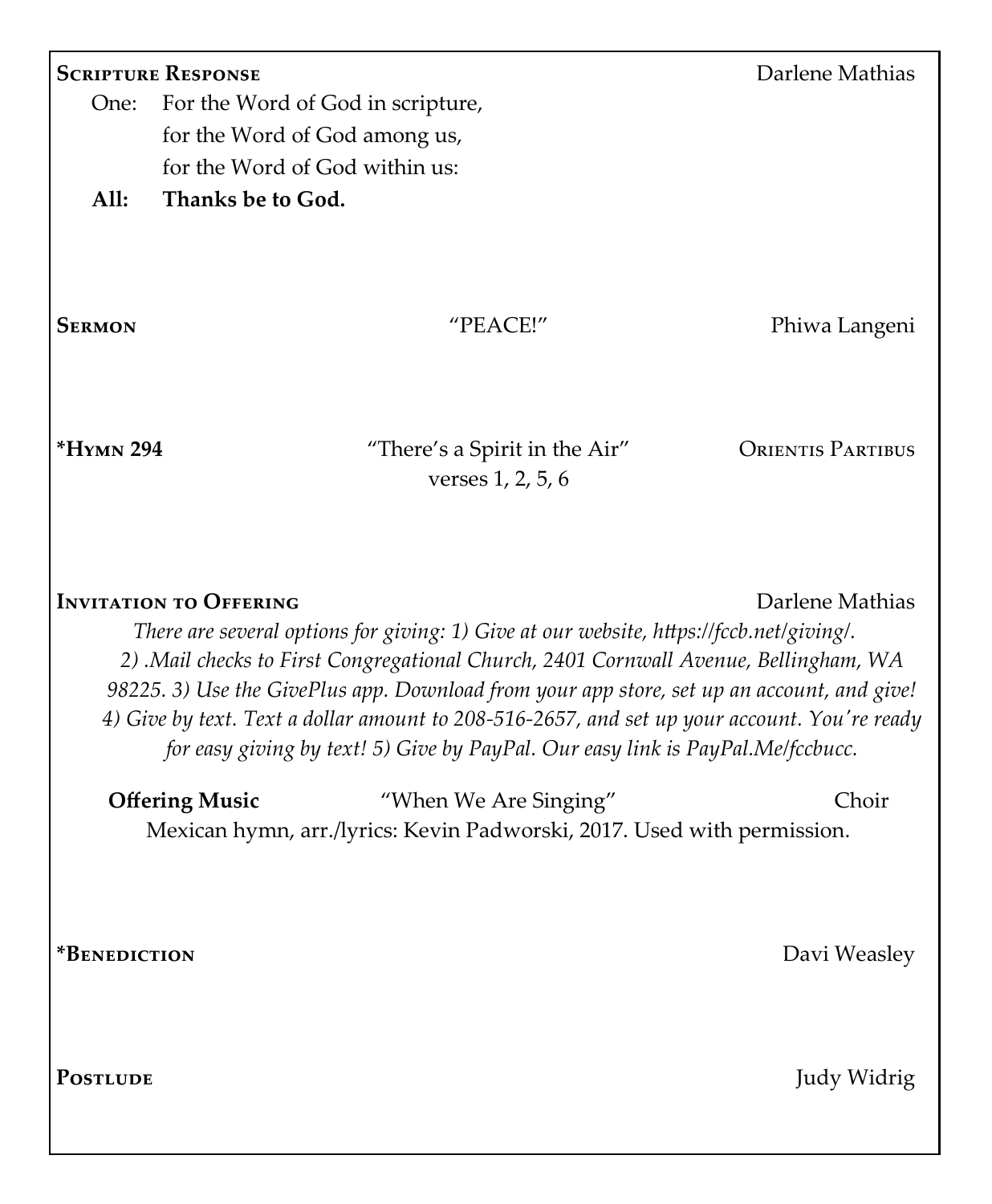**Scripture Response** Darlene Mathias

One: For the Word of God in scripture,
for the Word of God among us,
for the Word of God within us:

**All: Thanks be to God.**

**Sermon** "PEACE!" Phiwa Langeni

***Hymn 294** "There's a Spirit in the Air" Orientis Partibus
verses 1, 2, 5, 6

**Invitation to Offering** Darlene Mathias

*There are several options for giving: 1) Give at our website, https://fccb.net/giving/. 2) .Mail checks to First Congregational Church, 2401 Cornwall Avenue, Bellingham, WA 98225. 3) Use the GivePlus app. Download from your app store, set up an account, and give! 4) Give by text. Text a dollar amount to 208-516-2657, and set up your account. You're ready for easy giving by text! 5) Give by PayPal. Our easy link is PayPal.Me/fccbucc.*

**Offering Music** "When We Are Singing" Choir
Mexican hymn, arr./lyrics: Kevin Padworski, 2017. Used with permission.

***Benediction** Davi Weasley

**Postlude** Judy Widrig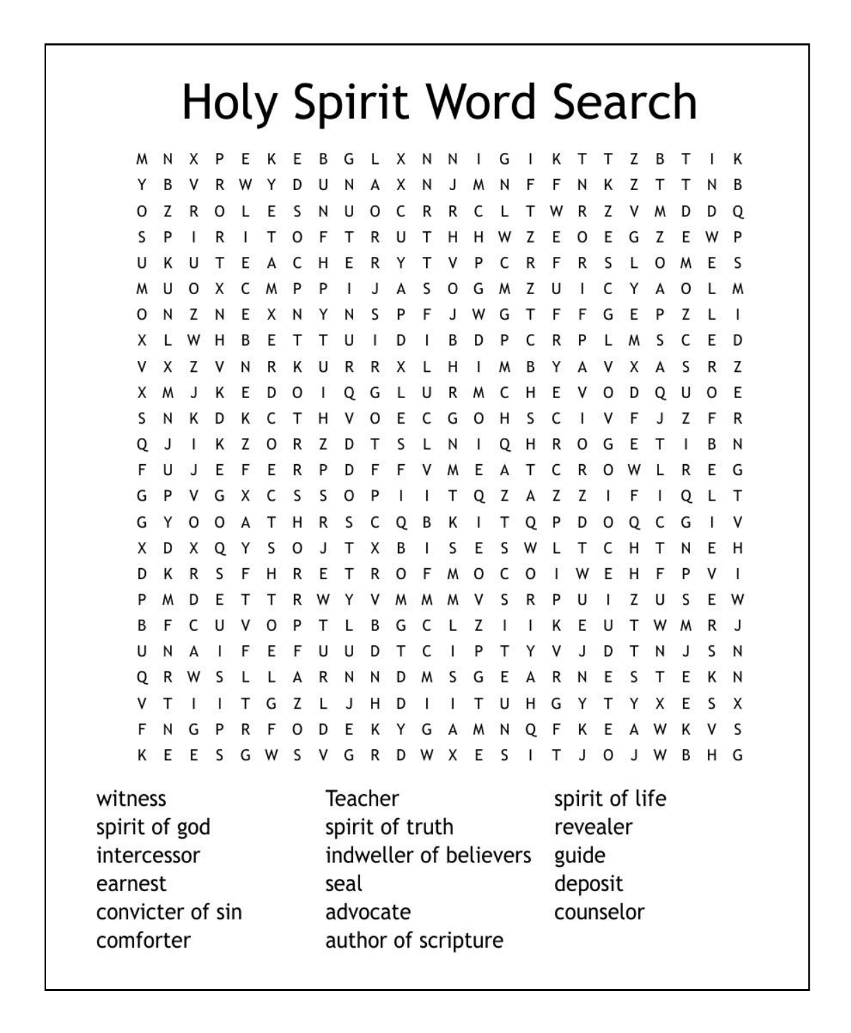# Holy Spirit Word Search

```
M N X P E K E B G L X N N I G I K T T Z B T I K
Y B V R W Y D U N A X N J M N F F N K Z T T N B
O Z R O L E S N U O C R R C L T W R Z V M D D Q
S P I R I T O F T R U T H H W Z E O E G Z E W P
U K U T E A C H E R Y T V P C R F R S L O M E S
M U O X C M P P I J A S O G M Z U I C Y A O L M
O N Z N E X N Y N S P F J W G T F F G E P Z L I
X L W H B E T T U I D I B D P C R P L M S C E D
V X Z V N R K U R R X L H I M B Y A V X A S R Z
X M J K E D O I Q G L U R M C H E V O D Q U O E
S N K D K C T H V O E C G O H S C I V F J Z F R
Q J I K Z O R Z D T S L N I Q H R O G E T I B N
F U J E F E R P D F F V M E A T C R O W L R E G
G P V G X C S S O P I I T Q Z A Z Z I F I Q L T
G Y O O A T H R S C Q B K I T Q P D O Q C G I V
X D X Q Y S O J T X B I S E S W L T C H T N E H
D K R S F H R E T R O F M O C O I W E H F P V I
P M D E T T R W Y V M M M V S R P U I Z U S E W
B F C U V O P T L B G C L Z I I K E U T W M R J
U N A I F E F U U D T C I P T Y V J D T N J S N
Q R W S L L A R N N D M S G E A R N E S T E K N
V T I I T G Z L J H D I I T U H G Y T Y X E S X
F N G P R F O D E K Y G A M N Q F K E A W K V S
K E E S G W S V G R D W X E S I T J O J W B H G
```

- witness
- spirit of god
- intercessor
- earnest
- convicter of sin
- comforter
- Teacher
- spirit of truth
- indweller of believers
- seal
- advocate
- author of scripture
- spirit of life
- revealer
- guide
- deposit
- counselor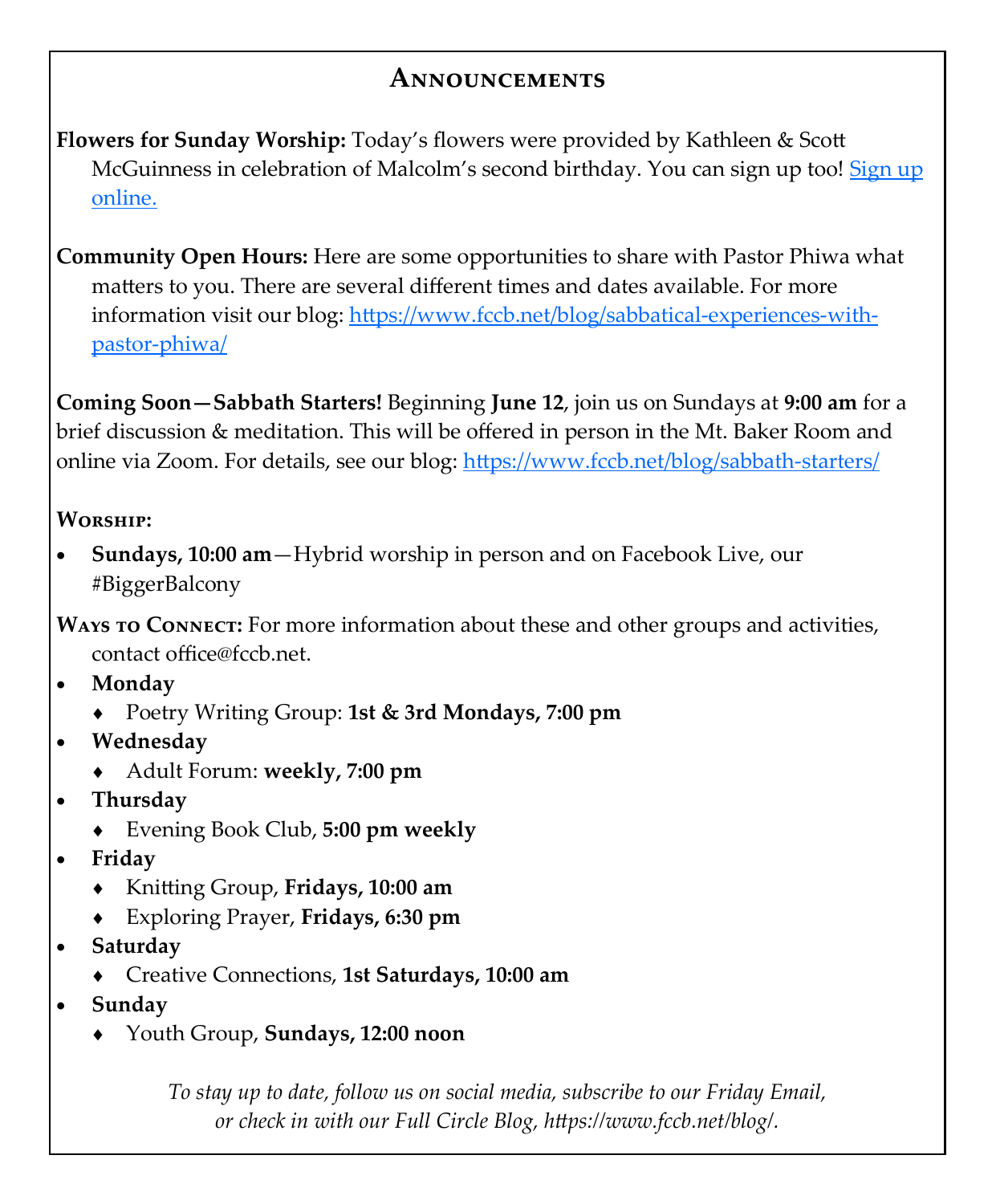## Announcements

**Flowers for Sunday Worship:** Today's flowers were provided by Kathleen & Scott McGuinness in celebration of Malcolm's second birthday. You can sign up too! Sign up online.

**Community Open Hours:** Here are some opportunities to share with Pastor Phiwa what matters to you. There are several different times and dates available. For more information visit our blog: https://www.fccb.net/blog/sabbatical-experiences-with-pastor-phiwa/

**Coming Soon—Sabbath Starters!** Beginning **June 12**, join us on Sundays at **9:00 am** for a brief discussion & meditation. This will be offered in person in the Mt. Baker Room and online via Zoom. For details, see our blog: https://www.fccb.net/blog/sabbath-starters/

**Worship:**

- **Sundays, 10:00 am**—Hybrid worship in person and on Facebook Live, our #BiggerBalcony

**Ways to Connect:** For more information about these and other groups and activities, contact office@fccb.net.

- **Monday**
    - Poetry Writing Group: **1st & 3rd Mondays, 7:00 pm**
- **Wednesday**
    - Adult Forum: **weekly, 7:00 pm**
- **Thursday**
    - Evening Book Club, **5:00 pm weekly**
- **Friday**
    - Knitting Group, **Fridays, 10:00 am**
    - Exploring Prayer, **Fridays, 6:30 pm**
- **Saturday**
    - Creative Connections, **1st Saturdays, 10:00 am**
- **Sunday**
    - Youth Group, **Sundays, 12:00 noon**

*To stay up to date, follow us on social media, subscribe to our Friday Email, or check in with our Full Circle Blog, https://www.fccb.net/blog/.*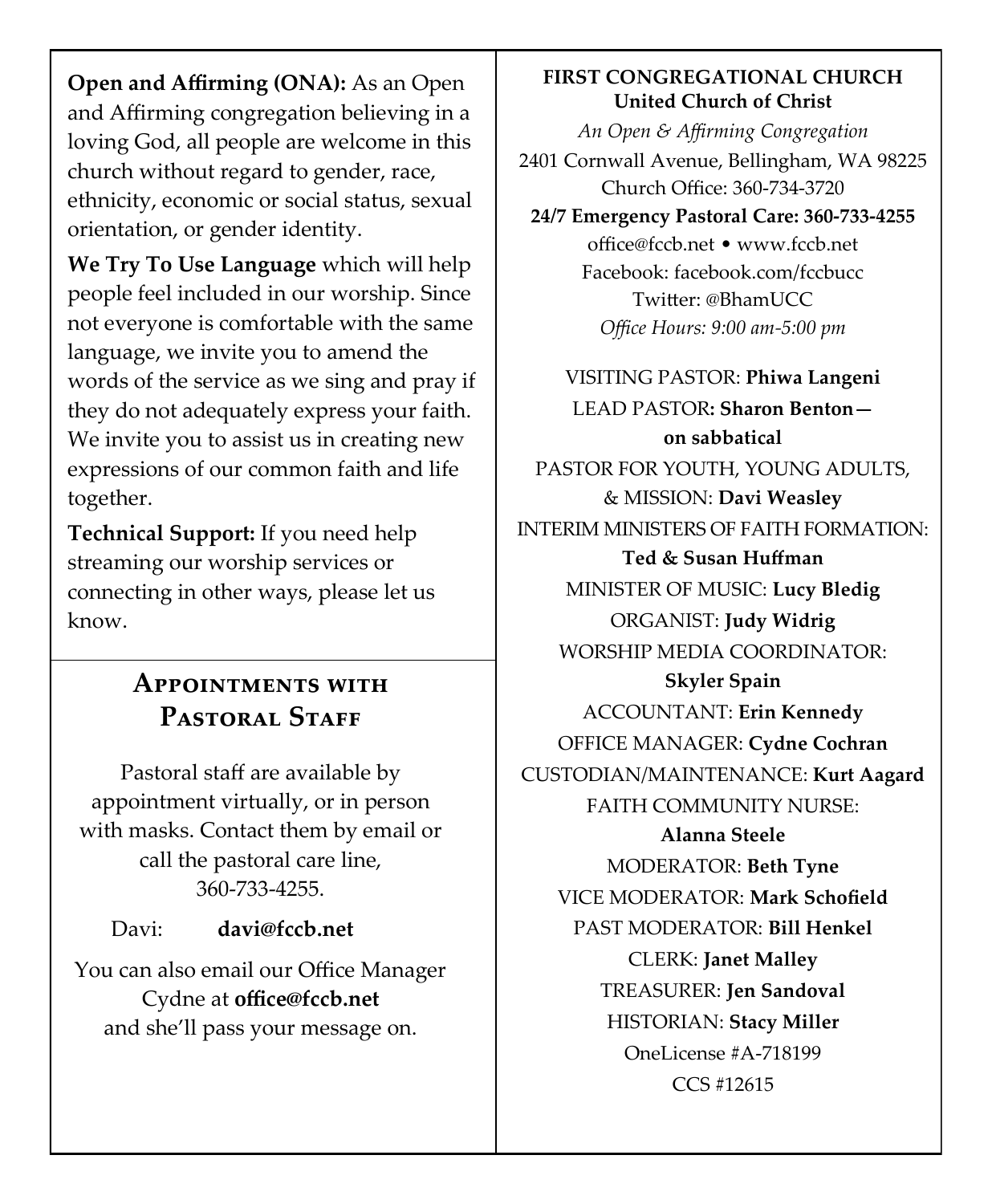**Open and Affirming (ONA):** As an Open and Affirming congregation believing in a loving God, all people are welcome in this church without regard to gender, race, ethnicity, economic or social status, sexual orientation, or gender identity.

**We Try To Use Language** which will help people feel included in our worship. Since not everyone is comfortable with the same language, we invite you to amend the words of the service as we sing and pray if they do not adequately express your faith. We invite you to assist us in creating new expressions of our common faith and life together.

**Technical Support:** If you need help streaming our worship services or connecting in other ways, please let us know.

## Appointments with Pastoral Staff

Pastoral staff are available by appointment virtually, or in person with masks. Contact them by email or call the pastoral care line, 360-733-4255.

Davi: **davi@fccb.net**

You can also email our Office Manager Cydne at **office@fccb.net** and she'll pass your message on.

**FIRST CONGREGATIONAL CHURCH**
**United Church of Christ**

*An Open & Affirming Congregation*

2401 Cornwall Avenue, Bellingham, WA 98225
Church Office: 360-734-3720
**24/7 Emergency Pastoral Care: 360-733-4255**
office@fccb.net • www.fccb.net
Facebook: facebook.com/fccbucc
Twitter: @BhamUCC
*Office Hours: 9:00 am-5:00 pm*

VISITING PASTOR: **Phiwa Langeni**
LEAD PASTOR**: Sharon Benton— on sabbatical**
PASTOR FOR YOUTH, YOUNG ADULTS, & MISSION: **Davi Weasley**
INTERIM MINISTERS OF FAITH FORMATION: **Ted & Susan Huffman**
MINISTER OF MUSIC: **Lucy Bledig**
ORGANIST: **Judy Widrig**
WORSHIP MEDIA COORDINATOR: **Skyler Spain**
ACCOUNTANT: **Erin Kennedy**
OFFICE MANAGER: **Cydne Cochran**
CUSTODIAN/MAINTENANCE: **Kurt Aagard**
FAITH COMMUNITY NURSE: **Alanna Steele**
MODERATOR: **Beth Tyne**
VICE MODERATOR: **Mark Schofield**
PAST MODERATOR: **Bill Henkel**
CLERK: **Janet Malley**
TREASURER: **Jen Sandoval**
HISTORIAN: **Stacy Miller**
OneLicense #A-718199
CCS #12615